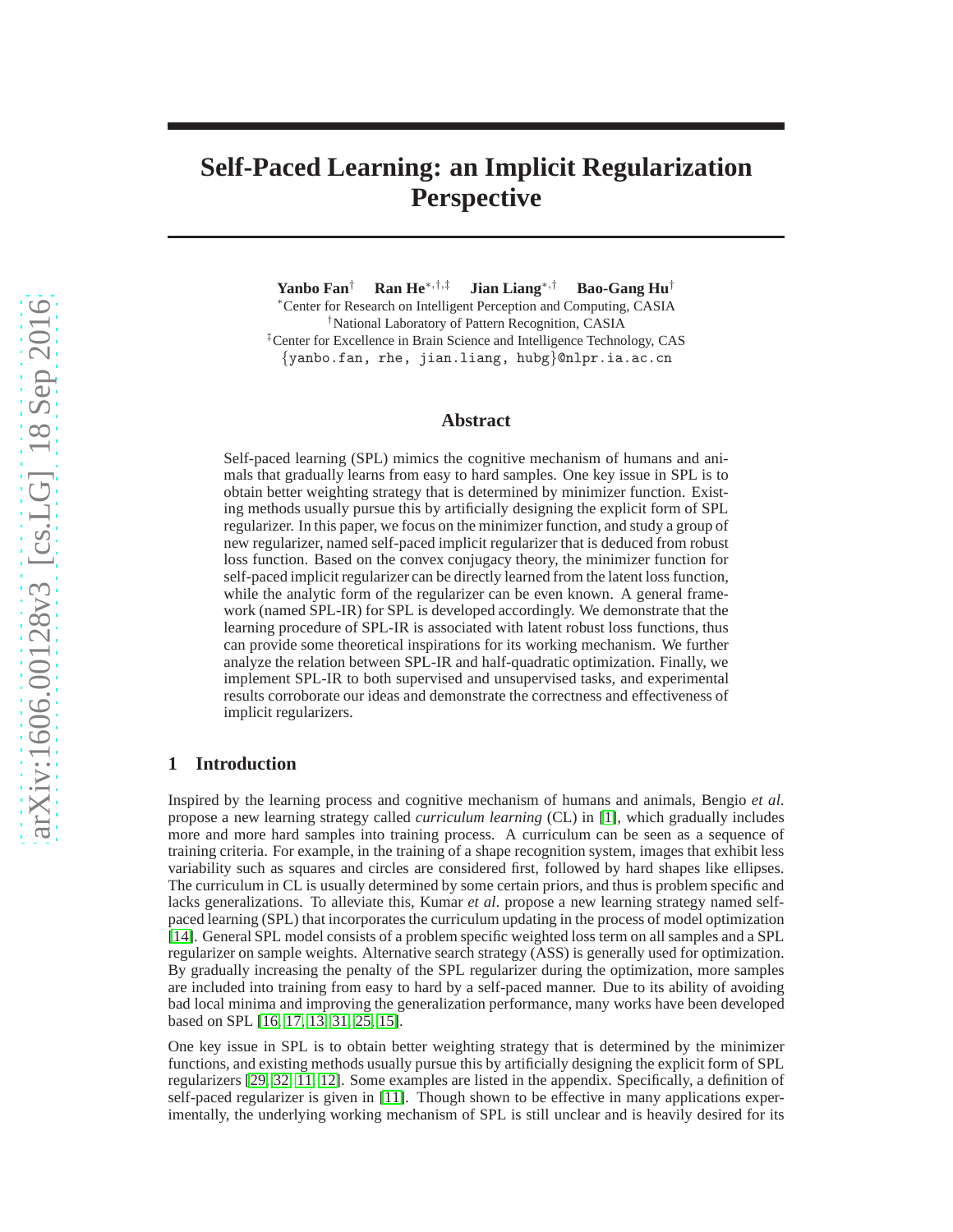# Self-Paced Learning: an Implicit Regularization Perspective

**Yanbo Fan**[†] **Ran He**[∗,†,‡] **Jian Liang**[∗,†] **Bao-Gang Hu**[†]

[∗]Center for Research on Intelligent Perception and Computing, CASIA
[†]National Laboratory of Pattern Recognition, CASIA
[‡]Center for Excellence in Brain Science and Intelligence Technology, CAS
{yanbo.fan, rhe, jian.liang, hubg}@nlpr.ia.ac.cn

## Abstract

Self-paced learning (SPL) mimics the cognitive mechanism of humans and animals that gradually learns from easy to hard samples. One key issue in SPL is to obtain better weighting strategy that is determined by minimizer function. Existing methods usually pursue this by artificially designing the explicit form of SPL regularizer. In this paper, we focus on the minimizer function, and study a group of new regularizer, named self-paced implicit regularizer that is deduced from robust loss function. Based on the convex conjugacy theory, the minimizer function for self-paced implicit regularizer can be directly learned from the latent loss function, while the analytic form of the regularizer can be even known. A general framework (named SPL-IR) for SPL is developed accordingly. We demonstrate that the learning procedure of SPL-IR is associated with latent robust loss functions, thus can provide some theoretical inspirations for its working mechanism. We further analyze the relation between SPL-IR and half-quadratic optimization. Finally, we implement SPL-IR to both supervised and unsupervised tasks, and experimental results corroborate our ideas and demonstrate the correctness and effectiveness of implicit regularizers.

## 1 Introduction

Inspired by the learning process and cognitive mechanism of humans and animals, Bengio *et al.* propose a new learning strategy called *curriculum learning* (CL) in [1], which gradually includes more and more hard samples into training process. A curriculum can be seen as a sequence of training criteria. For example, in the training of a shape recognition system, images that exhibit less variability such as squares and circles are considered first, followed by hard shapes like ellipses. The curriculum in CL is usually determined by some certain priors, and thus is problem specific and lacks generalizations. To alleviate this, Kumar *et al.* propose a new learning strategy named self-paced learning (SPL) that incorporates the curriculum updating in the process of model optimization [14]. General SPL model consists of a problem specific weighted loss term on all samples and a SPL regularizer on sample weights. Alternative search strategy (ASS) is generally used for optimization. By gradually increasing the penalty of the SPL regularizer during the optimization, more samples are included into training from easy to hard by a self-paced manner. Due to its ability of avoiding bad local minima and improving the generalization performance, many works have been developed based on SPL [16, 17, 13, 31, 25, 15].

One key issue in SPL is to obtain better weighting strategy that is determined by the minimizer functions, and existing methods usually pursue this by artificially designing the explicit form of SPL regularizers [29, 32, 11, 12]. Some examples are listed in the appendix. Specifically, a definition of self-paced regularizer is given in [11]. Though shown to be effective in many applications experimentally, the underlying working mechanism of SPL is still unclear and is heavily desired for its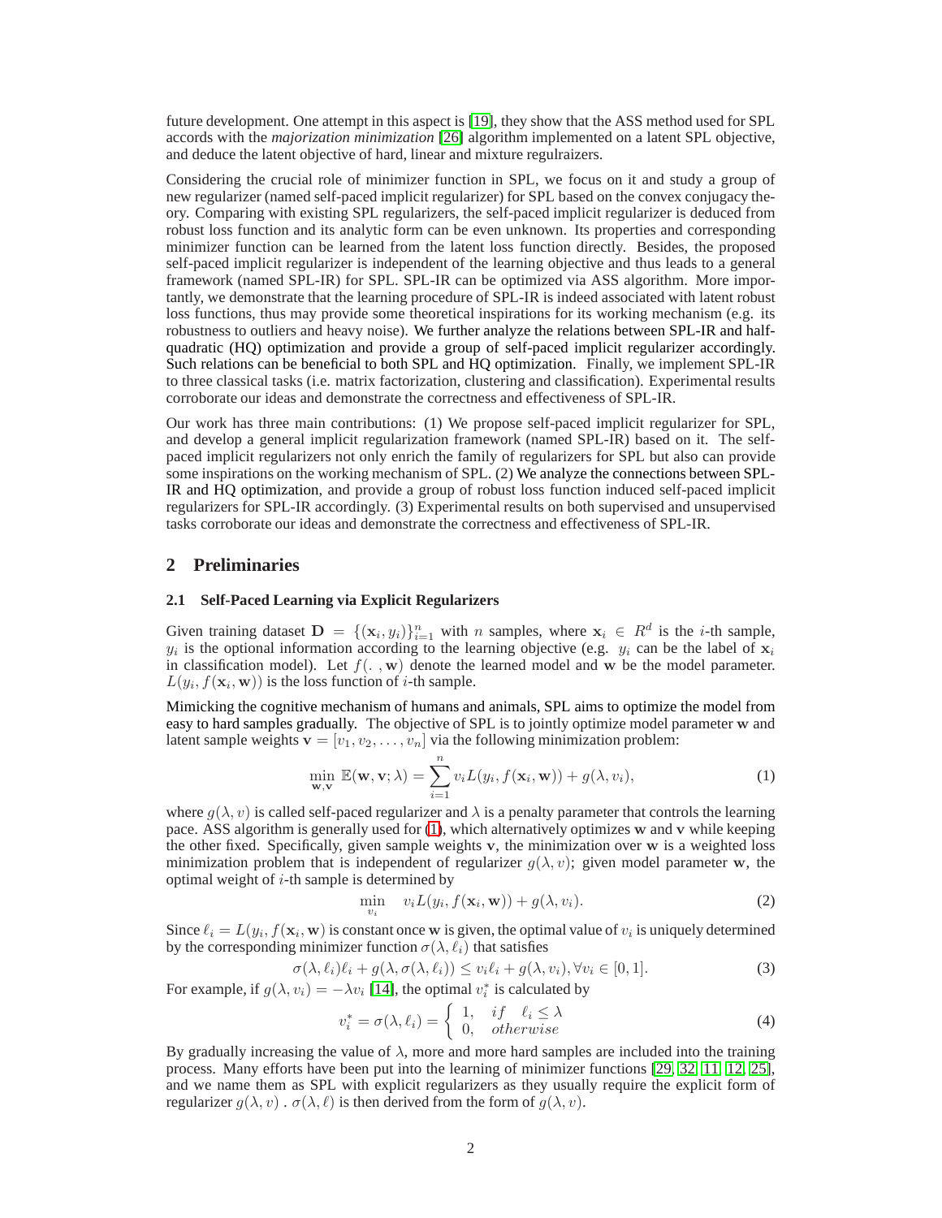future development. One attempt in this aspect is [19], they show that the ASS method used for SPL accords with the *majorization minimization* [26] algorithm implemented on a latent SPL objective, and deduce the latent objective of hard, linear and mixture regulraizers.

Considering the crucial role of minimizer function in SPL, we focus on it and study a group of new regularizer (named self-paced implicit regularizer) for SPL based on the convex conjugacy theory. Comparing with existing SPL regularizers, the self-paced implicit regularizer is deduced from robust loss function and its analytic form can be even unknown. Its properties and corresponding minimizer function can be learned from the latent loss function directly. Besides, the proposed self-paced implicit regularizer is independent of the learning objective and thus leads to a general framework (named SPL-IR) for SPL. SPL-IR can be optimized via ASS algorithm. More importantly, we demonstrate that the learning procedure of SPL-IR is indeed associated with latent robust loss functions, thus may provide some theoretical inspirations for its working mechanism (e.g. its robustness to outliers and heavy noise). We further analyze the relations between SPL-IR and half-quadratic (HQ) optimization and provide a group of self-paced implicit regularizer accordingly. Such relations can be beneficial to both SPL and HQ optimization. Finally, we implement SPL-IR to three classical tasks (i.e. matrix factorization, clustering and classification). Experimental results corroborate our ideas and demonstrate the correctness and effectiveness of SPL-IR.

Our work has three main contributions: (1) We propose self-paced implicit regularizer for SPL, and develop a general implicit regularization framework (named SPL-IR) based on it. The self-paced implicit regularizers not only enrich the family of regularizers for SPL but also can provide some inspirations on the working mechanism of SPL. (2) We analyze the connections between SPL-IR and HQ optimization, and provide a group of robust loss function induced self-paced implicit regularizers for SPL-IR accordingly. (3) Experimental results on both supervised and unsupervised tasks corroborate our ideas and demonstrate the correctness and effectiveness of SPL-IR.

## 2 Preliminaries

### 2.1 Self-Paced Learning via Explicit Regularizers

Given training dataset $\mathbf{D} = \{(\mathbf{x}_i, y_i)\}_{i=1}^n$ with $n$ samples, where $\mathbf{x}_i \in R^d$ is the $i$-th sample, $y_i$ is the optional information according to the learning objective (e.g. $y_i$ can be the label of $\mathbf{x}_i$ in classification model). Let $f(.\,,\mathbf{w})$ denote the learned model and $\mathbf{w}$ be the model parameter. $L(y_i, f(\mathbf{x}_i, \mathbf{w}))$ is the loss function of $i$-th sample.

Mimicking the cognitive mechanism of humans and animals, SPL aims to optimize the model from easy to hard samples gradually. The objective of SPL is to jointly optimize model parameter $\mathbf{w}$ and latent sample weights $\mathbf{v} = [v_1, v_2, \ldots, v_n]$ via the following minimization problem:

$$\min_{\mathbf{w},\mathbf{v}} \mathbb{E}(\mathbf{w}, \mathbf{v}; \lambda) = \sum_{i=1}^{n} v_i L(y_i, f(\mathbf{x}_i, \mathbf{w})) + g(\lambda, v_i), \tag{1}$$

where $g(\lambda, v)$ is called self-paced regularizer and $\lambda$ is a penalty parameter that controls the learning pace. ASS algorithm is generally used for (1), which alternatively optimizes $\mathbf{w}$ and $\mathbf{v}$ while keeping the other fixed. Specifically, given sample weights $\mathbf{v}$, the minimization over $\mathbf{w}$ is a weighted loss minimization problem that is independent of regularizer $g(\lambda, v)$; given model parameter $\mathbf{w}$, the optimal weight of $i$-th sample is determined by

$$\min_{v_i} \quad v_i L(y_i, f(\mathbf{x}_i, \mathbf{w})) + g(\lambda, v_i). \tag{2}$$

Since $\ell_i = L(y_i, f(\mathbf{x}_i, \mathbf{w}))$ is constant once $\mathbf{w}$ is given, the optimal value of $v_i$ is uniquely determined by the corresponding minimizer function $\sigma(\lambda, \ell_i)$ that satisfies

$$\sigma(\lambda, \ell_i)\ell_i + g(\lambda, \sigma(\lambda, \ell_i)) \leq v_i \ell_i + g(\lambda, v_i), \forall v_i \in [0, 1]. \tag{3}$$

For example, if $g(\lambda, v_i) = -\lambda v_i$ [14], the optimal $v_i^*$ is calculated by

$$v_i^* = \sigma(\lambda, \ell_i) = \begin{cases} 1, & if \quad \ell_i \leq \lambda \\ 0, & otherwise \end{cases} \tag{4}$$

By gradually increasing the value of $\lambda$, more and more hard samples are included into the training process. Many efforts have been put into the learning of minimizer functions [29, 32, 11, 12, 25], and we name them as SPL with explicit regularizers as they usually require the explicit form of regularizer $g(\lambda, v)$ . $\sigma(\lambda, \ell)$ is then derived from the form of $g(\lambda, v)$.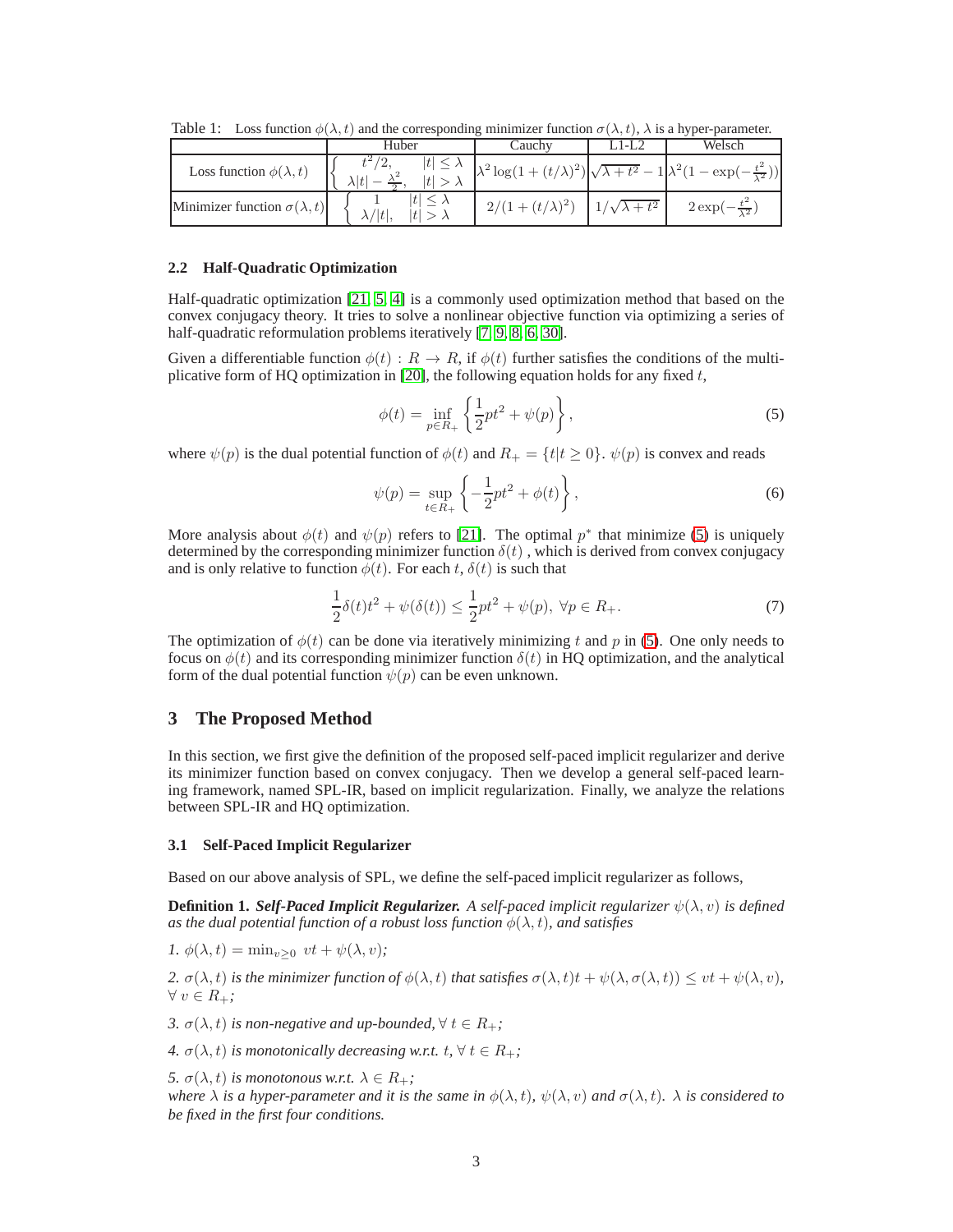Table 1: Loss function $\phi(\lambda, t)$ and the corresponding minimizer function $\sigma(\lambda, t)$, $\lambda$ is a hyper-parameter.

| | Huber | Cauchy | L1-L2 | Welsch |
|---|---|---|---|---|
| Loss function $\phi(\lambda, t)$ | $\begin{cases} t^2/2, & \lvert t\rvert \leq \lambda \\ \lambda\lvert t\rvert - \frac{\lambda^2}{2}, & \lvert t\rvert > \lambda \end{cases}$ | $\lambda^2 \log(1+(t/\lambda)^2)$ | $\sqrt{\lambda + t^2} - 1$ | $\lambda^2(1-\exp(-\frac{t^2}{\lambda^2}))$ |
| Minimizer function $\sigma(\lambda, t)$ | $\begin{cases} 1 & \lvert t\rvert \leq \lambda \\ \lambda/\lvert t\rvert, & \lvert t\rvert > \lambda \end{cases}$ | $2/(1+(t/\lambda)^2)$ | $1/\sqrt{\lambda + t^2}$ | $2\exp(-\frac{t^2}{\lambda^2})$ |

### 2.2 Half-Quadratic Optimization

Half-quadratic optimization [21, 5, 4] is a commonly used optimization method that based on the convex conjugacy theory. It tries to solve a nonlinear objective function via optimizing a series of half-quadratic reformulation problems iteratively [7, 9, 8, 6, 30].

Given a differentiable function $\phi(t) : R \to R$, if $\phi(t)$ further satisfies the conditions of the multiplicative form of HQ optimization in [20], the following equation holds for any fixed $t$,

$$\phi(t) = \inf_{p \in R_+} \left\{ \frac{1}{2} p t^2 + \psi(p) \right\}, \tag{5}$$

where $\psi(p)$ is the dual potential function of $\phi(t)$ and $R_+ = \{t | t \geq 0\}$. $\psi(p)$ is convex and reads

$$\psi(p) = \sup_{t \in R_+} \left\{ -\frac{1}{2} p t^2 + \phi(t) \right\}, \tag{6}$$

More analysis about $\phi(t)$ and $\psi(p)$ refers to [21]. The optimal $p^*$ that minimize (5) is uniquely determined by the corresponding minimizer function $\delta(t)$ , which is derived from convex conjugacy and is only relative to function $\phi(t)$. For each $t$, $\delta(t)$ is such that

$$\frac{1}{2}\delta(t)t^2 + \psi(\delta(t)) \leq \frac{1}{2} p t^2 + \psi(p), \ \forall p \in R_+. \tag{7}$$

The optimization of $\phi(t)$ can be done via iteratively minimizing $t$ and $p$ in (5). One only needs to focus on $\phi(t)$ and its corresponding minimizer function $\delta(t)$ in HQ optimization, and the analytical form of the dual potential function $\psi(p)$ can be even unknown.

## 3 The Proposed Method

In this section, we first give the definition of the proposed self-paced implicit regularizer and derive its minimizer function based on convex conjugacy. Then we develop a general self-paced learning framework, named SPL-IR, based on implicit regularization. Finally, we analyze the relations between SPL-IR and HQ optimization.

### 3.1 Self-Paced Implicit Regularizer

Based on our above analysis of SPL, we define the self-paced implicit regularizer as follows,

**Definition 1.** ***Self-Paced Implicit Regularizer.*** *A self-paced implicit regularizer $\psi(\lambda, v)$ is defined as the dual potential function of a robust loss function $\phi(\lambda, t)$, and satisfies*

*1. $\phi(\lambda, t) = \min_{v \geq 0} \ vt + \psi(\lambda, v)$;*

*2. $\sigma(\lambda, t)$ is the minimizer function of $\phi(\lambda, t)$ that satisfies $\sigma(\lambda, t)t + \psi(\lambda, \sigma(\lambda, t)) \leq vt + \psi(\lambda, v)$, $\forall \ v \in R_+$;*

*3. $\sigma(\lambda, t)$ is non-negative and up-bounded, $\forall \ t \in R_+$;*

*4. $\sigma(\lambda, t)$ is monotonically decreasing w.r.t. $t$, $\forall \ t \in R_+$;*

*5. $\sigma(\lambda, t)$ is monotonous w.r.t. $\lambda \in R_+$;*
*where $\lambda$ is a hyper-parameter and it is the same in $\phi(\lambda, t)$, $\psi(\lambda, v)$ and $\sigma(\lambda, t)$. $\lambda$ is considered to be fixed in the first four conditions.*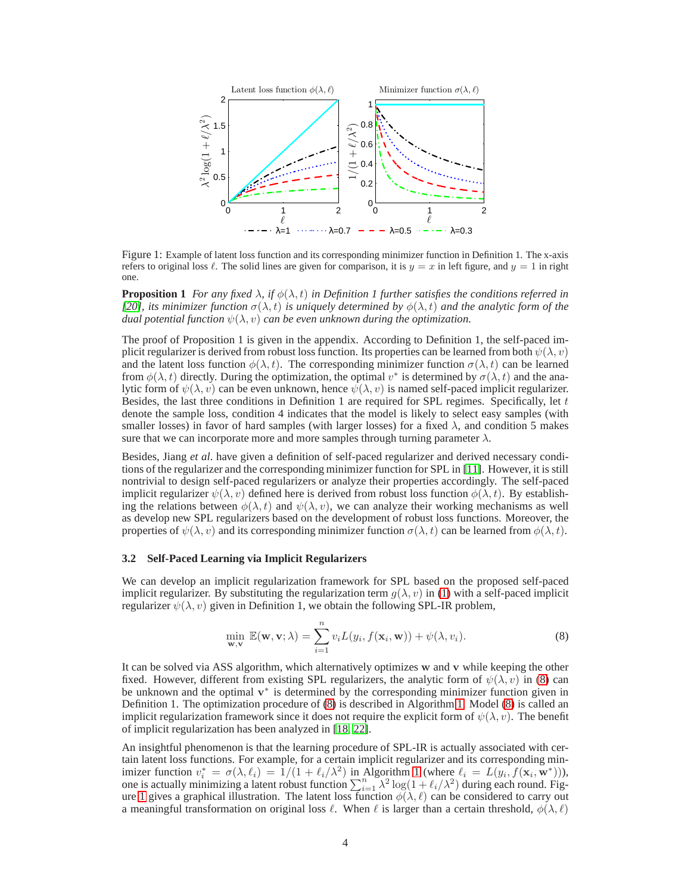Figure 1: Example of latent loss function and its corresponding minimizer function in Definition 1. The x-axis refers to original loss $\ell$. The solid lines are given for comparison, it is $y = x$ in left figure, and $y = 1$ in right one.

**Proposition 1** *For any fixed $\lambda$, if $\phi(\lambda, t)$ in Definition 1 further satisfies the conditions referred in [20], its minimizer function $\sigma(\lambda, t)$ is uniquely determined by $\phi(\lambda, t)$ and the analytic form of the dual potential function $\psi(\lambda, v)$ can be even unknown during the optimization.*

The proof of Proposition 1 is given in the appendix. According to Definition 1, the self-paced implicit regularizer is derived from robust loss function. Its properties can be learned from both $\psi(\lambda, v)$ and the latent loss function $\phi(\lambda, t)$. The corresponding minimizer function $\sigma(\lambda, t)$ can be learned from $\phi(\lambda, t)$ directly. During the optimization, the optimal $v^*$ is determined by $\sigma(\lambda, t)$ and the analytic form of $\psi(\lambda, v)$ can be even unknown, hence $\psi(\lambda, v)$ is named self-paced implicit regularizer. Besides, the last three conditions in Definition 1 are required for SPL regimes. Specifically, let $t$ denote the sample loss, condition 4 indicates that the model is likely to select easy samples (with smaller losses) in favor of hard samples (with larger losses) for a fixed $\lambda$, and condition 5 makes sure that we can incorporate more and more samples through turning parameter $\lambda$.

Besides, Jiang *et al.* have given a definition of self-paced regularizer and derived necessary conditions of the regularizer and the corresponding minimizer function for SPL in [11]. However, it is still nontrivial to design self-paced regularizers or analyze their properties accordingly. The self-paced implicit regularizer $\psi(\lambda, v)$ defined here is derived from robust loss function $\phi(\lambda, t)$. By establishing the relations between $\phi(\lambda, t)$ and $\psi(\lambda, v)$, we can analyze their working mechanisms as well as develop new SPL regularizers based on the development of robust loss functions. Moreover, the properties of $\psi(\lambda, v)$ and its corresponding minimizer function $\sigma(\lambda, t)$ can be learned from $\phi(\lambda, t)$.

### 3.2 Self-Paced Learning via Implicit Regularizers

We can develop an implicit regularization framework for SPL based on the proposed self-paced implicit regularizer. By substituting the regularization term $g(\lambda, v)$ in (1) with a self-paced implicit regularizer $\psi(\lambda, v)$ given in Definition 1, we obtain the following SPL-IR problem,

$$\min_{\mathbf{w},\mathbf{v}} \mathbb{E}(\mathbf{w}, \mathbf{v}; \lambda) = \sum_{i=1}^{n} v_i L(y_i, f(\mathbf{x}_i, \mathbf{w})) + \psi(\lambda, v_i). \tag{8}$$

It can be solved via ASS algorithm, which alternatively optimizes $\mathbf{w}$ and $\mathbf{v}$ while keeping the other fixed. However, different from existing SPL regularizers, the analytic form of $\psi(\lambda, v)$ in (8) can be unknown and the optimal $\mathbf{v}^*$ is determined by the corresponding minimizer function given in Definition 1. The optimization procedure of (8) is described in Algorithm 1. Model (8) is called an implicit regularization framework since it does not require the explicit form of $\psi(\lambda, v)$. The benefit of implicit regularization has been analyzed in [18, 22].

An insightful phenomenon is that the learning procedure of SPL-IR is actually associated with certain latent loss functions. For example, for a certain implicit regularizer and its corresponding minimizer function $v_i^* = \sigma(\lambda, \ell_i) = 1/(1 + \ell_i/\lambda^2)$ in Algorithm 1 (where $\ell_i = L(y_i, f(\mathbf{x}_i, \mathbf{w}^*))$), one is actually minimizing a latent robust function $\sum_{i=1}^{n} \lambda^2 \log(1 + \ell_i/\lambda^2)$ during each round. Figure 1 gives a graphical illustration. The latent loss function $\phi(\lambda, \ell)$ can be considered to carry out a meaningful transformation on original loss $\ell$. When $\ell$ is larger than a certain threshold, $\phi(\lambda, \ell)$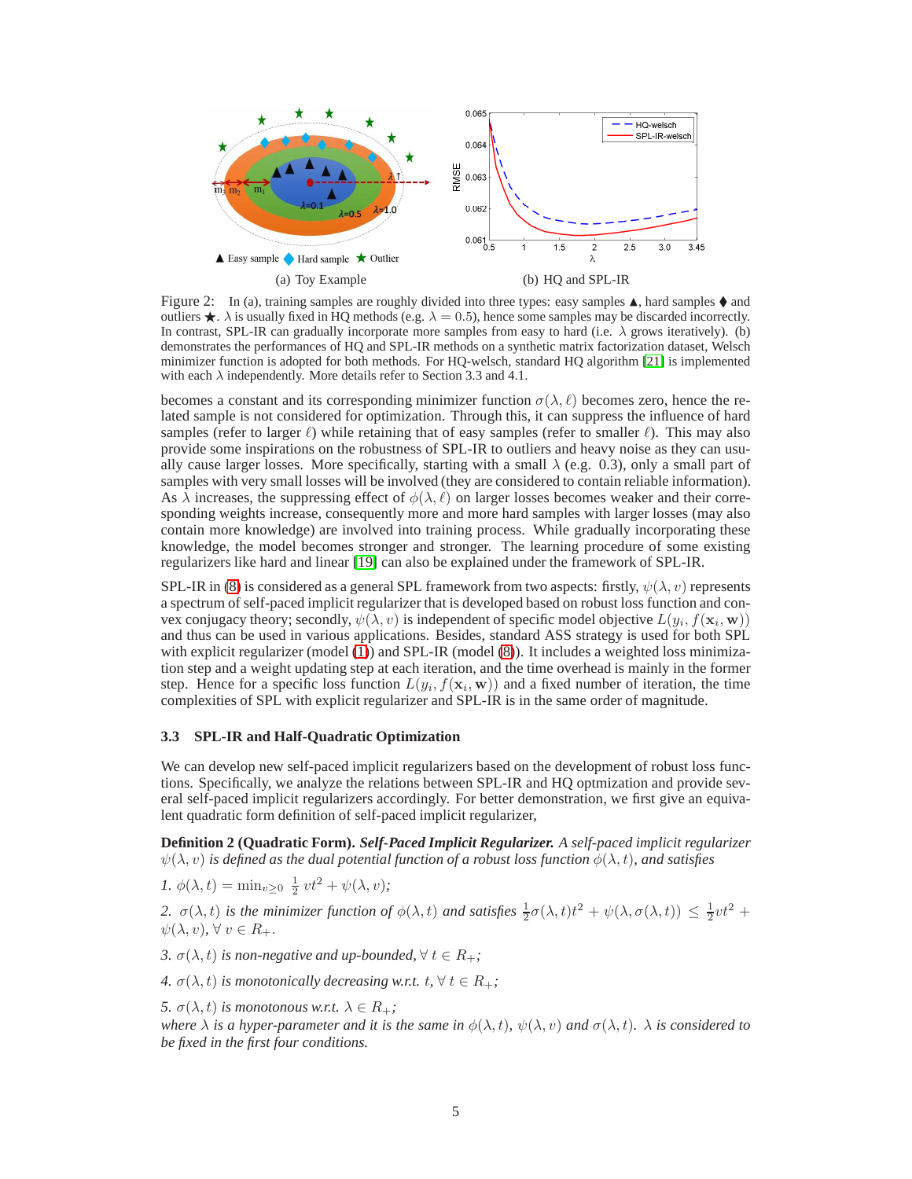(a) Toy Example

(b) HQ and SPL-IR

Figure 2: In (a), training samples are roughly divided into three types: easy samples ▲, hard samples ♦ and outliers ★. $\lambda$ is usually fixed in HQ methods (e.g. $\lambda = 0.5$), hence some samples may be discarded incorrectly. In contrast, SPL-IR can gradually incorporate more samples from easy to hard (i.e. $\lambda$ grows iteratively). (b) demonstrates the performances of HQ and SPL-IR methods on a synthetic matrix factorization dataset, Welsch minimizer function is adopted for both methods. For HQ-welsch, standard HQ algorithm [21] is implemented with each $\lambda$ independently. More details refer to Section 3.3 and 4.1.

becomes a constant and its corresponding minimizer function $\sigma(\lambda, \ell)$ becomes zero, hence the related sample is not considered for optimization. Through this, it can suppress the influence of hard samples (refer to larger $\ell$) while retaining that of easy samples (refer to smaller $\ell$). This may also provide some inspirations on the robustness of SPL-IR to outliers and heavy noise as they can usually cause larger losses. More specifically, starting with a small $\lambda$ (e.g. 0.3), only a small part of samples with very small losses will be involved (they are considered to contain reliable information). As $\lambda$ increases, the suppressing effect of $\phi(\lambda, \ell)$ on larger losses becomes weaker and their corresponding weights increase, consequently more and more hard samples with larger losses (may also contain more knowledge) are involved into training process. While gradually incorporating these knowledge, the model becomes stronger and stronger. The learning procedure of some existing regularizers like hard and linear [19] can also be explained under the framework of SPL-IR.

SPL-IR in (8) is considered as a general SPL framework from two aspects: firstly, $\psi(\lambda, v)$ represents a spectrum of self-paced implicit regularizer that is developed based on robust loss function and convex conjugacy theory; secondly, $\psi(\lambda, v)$ is independent of specific model objective $L(y_i, f(\mathbf{x}_i, \mathbf{w}))$ and thus can be used in various applications. Besides, standard ASS strategy is used for both SPL with explicit regularizer (model (1)) and SPL-IR (model (8)). It includes a weighted loss minimization step and a weight updating step at each iteration, and the time overhead is mainly in the former step. Hence for a specific loss function $L(y_i, f(\mathbf{x}_i, \mathbf{w}))$ and a fixed number of iteration, the time complexities of SPL with explicit regularizer and SPL-IR is in the same order of magnitude.

### 3.3 SPL-IR and Half-Quadratic Optimization

We can develop new self-paced implicit regularizers based on the development of robust loss functions. Specifically, we analyze the relations between SPL-IR and HQ optmization and provide several self-paced implicit regularizers accordingly. For better demonstration, we first give an equivalent quadratic form definition of self-paced implicit regularizer,

**Definition 2 (Quadratic Form).** ***Self-Paced Implicit Regularizer.*** *A self-paced implicit regularizer $\psi(\lambda, v)$ is defined as the dual potential function of a robust loss function $\phi(\lambda, t)$, and satisfies*

1. $\phi(\lambda, t) = \min_{v \geq 0} \frac{1}{2} vt^2 + \psi(\lambda, v)$;
2. $\sigma(\lambda, t)$ *is the minimizer function of* $\phi(\lambda, t)$ *and satisfies* $\frac{1}{2}\sigma(\lambda, t)t^2 + \psi(\lambda, \sigma(\lambda, t)) \leq \frac{1}{2}vt^2 + \psi(\lambda, v), \forall\, v \in R_+$.
3. $\sigma(\lambda, t)$ *is non-negative and up-bounded,* $\forall\, t \in R_+$;
4. $\sigma(\lambda, t)$ *is monotonically decreasing w.r.t.* $t, \forall\, t \in R_+$;
5. $\sigma(\lambda, t)$ *is monotonous w.r.t.* $\lambda \in R_+$;

*where $\lambda$ is a hyper-parameter and it is the same in $\phi(\lambda, t)$, $\psi(\lambda, v)$ and $\sigma(\lambda, t)$. $\lambda$ is considered to be fixed in the first four conditions.*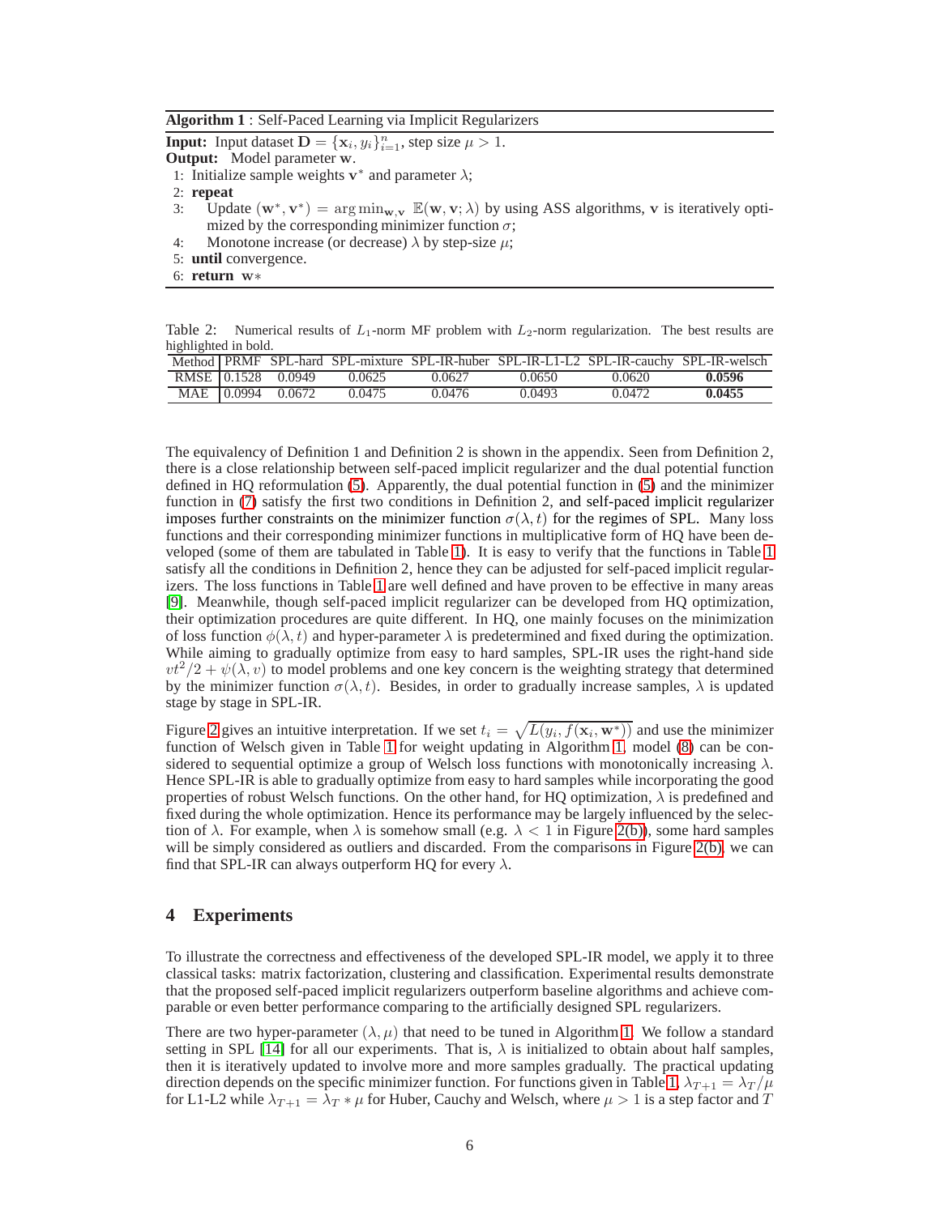**Algorithm 1** : Self-Paced Learning via Implicit Regularizers

**Input:** Input dataset $\mathbf{D} = \{\mathbf{x}_i, y_i\}_{i=1}^n$, step size $\mu > 1$.
**Output:** Model parameter $\mathbf{w}$.

1: Initialize sample weights $\mathbf{v}^*$ and parameter $\lambda$;
2: **repeat**
3: Update $(\mathbf{w}^*, \mathbf{v}^*) = \arg\min_{\mathbf{w},\mathbf{v}} \mathbb{E}(\mathbf{w}, \mathbf{v}; \lambda)$ by using ASS algorithms, $\mathbf{v}$ is iteratively optimized by the corresponding minimizer function $\sigma$;
4: Monotone increase (or decrease) $\lambda$ by step-size $\mu$;
5: **until** convergence.
6: **return** $\mathbf{w}*$

Table 2: Numerical results of $L_1$-norm MF problem with $L_2$-norm regularization. The best results are highlighted in bold.

| Method | PRMF | SPL-hard | SPL-mixture | SPL-IR-huber | SPL-IR-L1-L2 | SPL-IR-cauchy | SPL-IR-welsch |
|---|---|---|---|---|---|---|---|
| RMSE | 0.1528 | 0.0949 | 0.0625 | 0.0627 | 0.0650 | 0.0620 | **0.0596** |
| MAE | 0.0994 | 0.0672 | 0.0475 | 0.0476 | 0.0493 | 0.0472 | **0.0455** |

The equivalency of Definition 1 and Definition 2 is shown in the appendix. Seen from Definition 2, there is a close relationship between self-paced implicit regularizer and the dual potential function defined in HQ reformulation (5). Apparently, the dual potential function in (5) and the minimizer function in (7) satisfy the first two conditions in Definition 2, and self-paced implicit regularizer imposes further constraints on the minimizer function $\sigma(\lambda, t)$ for the regimes of SPL. Many loss functions and their corresponding minimizer functions in multiplicative form of HQ have been developed (some of them are tabulated in Table 1). It is easy to verify that the functions in Table 1 satisfy all the conditions in Definition 2, hence they can be adjusted for self-paced implicit regularizers. The loss functions in Table 1 are well defined and have proven to be effective in many areas [9]. Meanwhile, though self-paced implicit regularizer can be developed from HQ optimization, their optimization procedures are quite different. In HQ, one mainly focuses on the minimization of loss function $\phi(\lambda, t)$ and hyper-parameter $\lambda$ is predetermined and fixed during the optimization. While aiming to gradually optimize from easy to hard samples, SPL-IR uses the right-hand side $vt^2/2 + \psi(\lambda, v)$ to model problems and one key concern is the weighting strategy that determined by the minimizer function $\sigma(\lambda, t)$. Besides, in order to gradually increase samples, $\lambda$ is updated stage by stage in SPL-IR.

Figure 2 gives an intuitive interpretation. If we set $t_i = \sqrt{L(y_i, f(\mathbf{x}_i, \mathbf{w}^*))}$ and use the minimizer function of Welsch given in Table 1 for weight updating in Algorithm 1, model (8) can be considered to sequential optimize a group of Welsch loss functions with monotonically increasing $\lambda$. Hence SPL-IR is able to gradually optimize from easy to hard samples while incorporating the good properties of robust Welsch functions. On the other hand, for HQ optimization, $\lambda$ is predefined and fixed during the whole optimization. Hence its performance may be largely influenced by the selection of $\lambda$. For example, when $\lambda$ is somehow small (e.g. $\lambda < 1$ in Figure 2(b)), some hard samples will be simply considered as outliers and discarded. From the comparisons in Figure 2(b), we can find that SPL-IR can always outperform HQ for every $\lambda$.

## 4 Experiments

To illustrate the correctness and effectiveness of the developed SPL-IR model, we apply it to three classical tasks: matrix factorization, clustering and classification. Experimental results demonstrate that the proposed self-paced implicit regularizers outperform baseline algorithms and achieve comparable or even better performance comparing to the artificially designed SPL regularizers.

There are two hyper-parameter $(\lambda, \mu)$ that need to be tuned in Algorithm 1. We follow a standard setting in SPL [14] for all our experiments. That is, $\lambda$ is initialized to obtain about half samples, then it is iteratively updated to involve more and more samples gradually. The practical updating direction depends on the specific minimizer function. For functions given in Table 1, $\lambda_{T+1} = \lambda_T/\mu$ for L1-L2 while $\lambda_{T+1} = \lambda_T * \mu$ for Huber, Cauchy and Welsch, where $\mu > 1$ is a step factor and $T$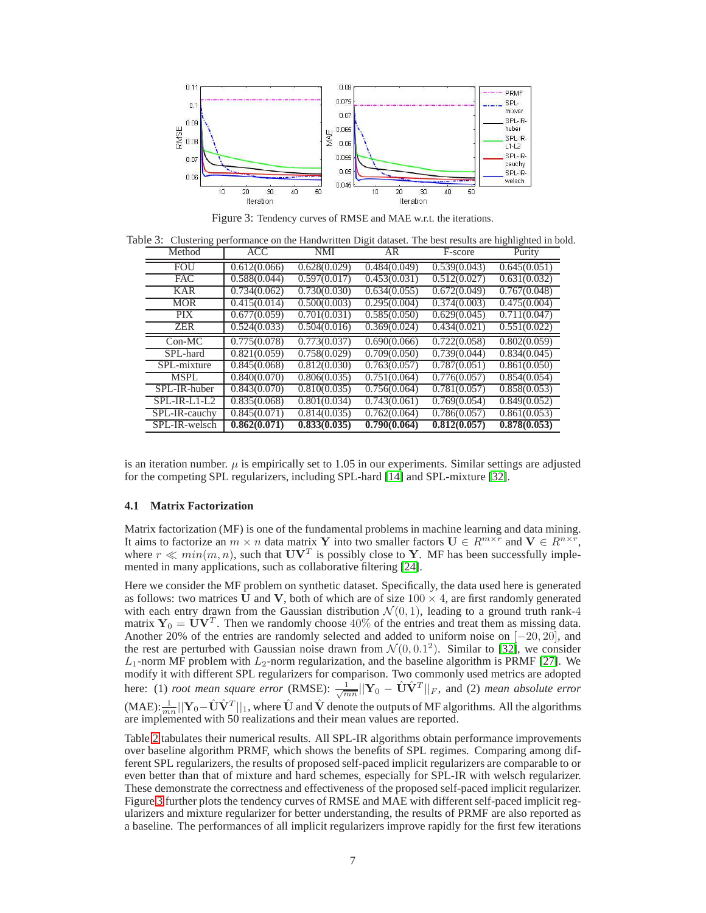Figure 3: Tendency curves of RMSE and MAE w.r.t. the iterations.

Table 3: Clustering performance on the Handwritten Digit dataset. The best results are highlighted in bold.

| Method | ACC | NMI | AR | F-score | Purity |
|---|---|---|---|---|---|
| FOU | 0.612(0.066) | 0.628(0.029) | 0.484(0.049) | 0.539(0.043) | 0.645(0.051) |
| FAC | 0.588(0.044) | 0.597(0.017) | 0.453(0.031) | 0.512(0.027) | 0.631(0.032) |
| KAR | 0.734(0.062) | 0.730(0.030) | 0.634(0.055) | 0.672(0.049) | 0.767(0.048) |
| MOR | 0.415(0.014) | 0.500(0.003) | 0.295(0.004) | 0.374(0.003) | 0.475(0.004) |
| PIX | 0.677(0.059) | 0.701(0.031) | 0.585(0.050) | 0.629(0.045) | 0.711(0.047) |
| ZER | 0.524(0.033) | 0.504(0.016) | 0.369(0.024) | 0.434(0.021) | 0.551(0.022) |
| Con-MC | 0.775(0.078) | 0.773(0.037) | 0.690(0.066) | 0.722(0.058) | 0.802(0.059) |
| SPL-hard | 0.821(0.059) | 0.758(0.029) | 0.709(0.050) | 0.739(0.044) | 0.834(0.045) |
| SPL-mixture | 0.845(0.068) | 0.812(0.030) | 0.763(0.057) | 0.787(0.051) | 0.861(0.050) |
| MSPL | 0.840(0.070) | 0.806(0.035) | 0.751(0.064) | 0.776(0.057) | 0.854(0.054) |
| SPL-IR-huber | 0.843(0.070) | 0.810(0.035) | 0.756(0.064) | 0.781(0.057) | 0.858(0.053) |
| SPL-IR-L1-L2 | 0.835(0.068) | 0.801(0.034) | 0.743(0.061) | 0.769(0.054) | 0.849(0.052) |
| SPL-IR-cauchy | 0.845(0.071) | 0.814(0.035) | 0.762(0.064) | 0.786(0.057) | 0.861(0.053) |
| SPL-IR-welsch | **0.862(0.071)** | **0.833(0.035)** | **0.790(0.064)** | **0.812(0.057)** | **0.878(0.053)** |

is an iteration number. $\mu$ is empirically set to 1.05 in our experiments. Similar settings are adjusted for the competing SPL regularizers, including SPL-hard [14] and SPL-mixture [32].

### 4.1 Matrix Factorization

Matrix factorization (MF) is one of the fundamental problems in machine learning and data mining. It aims to factorize an $m \times n$ data matrix $\mathbf{Y}$ into two smaller factors $\mathbf{U} \in R^{m \times r}$ and $\mathbf{V} \in R^{n \times r}$, where $r \ll min(m, n)$, such that $\mathbf{U}\mathbf{V}^T$ is possibly close to $\mathbf{Y}$. MF has been successfully implemented in many applications, such as collaborative filtering [24].

Here we consider the MF problem on synthetic dataset. Specifically, the data used here is generated as follows: two matrices $\mathbf{U}$ and $\mathbf{V}$, both of which are of size $100 \times 4$, are first randomly generated with each entry drawn from the Gaussian distribution $\mathcal{N}(0, 1)$, leading to a ground truth rank-4 matrix $\mathbf{Y}_0 = \mathbf{U}\mathbf{V}^T$. Then we randomly choose 40% of the entries and treat them as missing data. Another 20% of the entries are randomly selected and added to uniform noise on $[-20, 20]$, and the rest are perturbed with Gaussian noise drawn from $\mathcal{N}(0, 0.1^2)$. Similar to [32], we consider $L_1$-norm MF problem with $L_2$-norm regularization, and the baseline algorithm is PRMF [27]. We modify it with different SPL regularizers for comparison. Two commonly used metrics are adopted here: (1) *root mean square error* (RMSE): $\frac{1}{\sqrt{mn}}||\mathbf{Y}_0 - \hat{\mathbf{U}}\hat{\mathbf{V}}^T||_F$, and (2) *mean absolute error* (MAE): $\frac{1}{mn}||\mathbf{Y}_0 - \hat{\mathbf{U}}\hat{\mathbf{V}}^T||_1$, where $\hat{\mathbf{U}}$ and $\hat{\mathbf{V}}$ denote the outputs of MF algorithms. All the algorithms are implemented with 50 realizations and their mean values are reported.

Table 2 tabulates their numerical results. All SPL-IR algorithms obtain performance improvements over baseline algorithm PRMF, which shows the benefits of SPL regimes. Comparing among different SPL regularizers, the results of proposed self-paced implicit regularizers are comparable to or even better than that of mixture and hard schemes, especially for SPL-IR with welsch regularizer. These demonstrate the correctness and effectiveness of the proposed self-paced implicit regularizer. Figure 3 further plots the tendency curves of RMSE and MAE with different self-paced implicit regularizers and mixture regularizer for better understanding, the results of PRMF are also reported as a baseline. The performances of all implicit regularizers improve rapidly for the first few iterations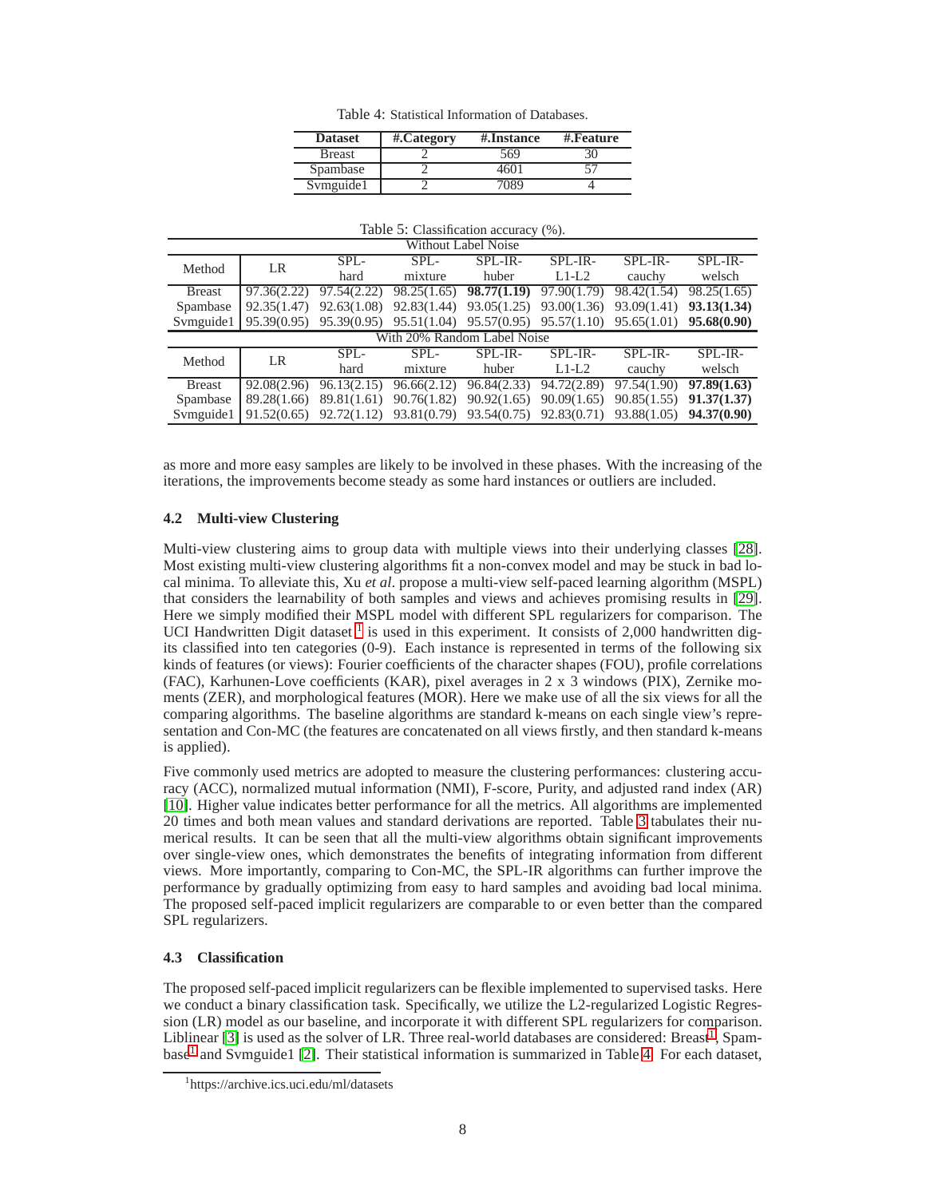Table 4: Statistical Information of Databases.

| Dataset | #.Category | #.Instance | #.Feature |
|---|---|---|---|
| Breast | 2 | 569 | 30 |
| Spambase | 2 | 4601 | 57 |
| Svmguide1 | 2 | 7089 | 4 |

Table 5: Classification accuracy (%).

| Without Label Noise | | | | | | | |
|---|---|---|---|---|---|---|---|
| Method | LR | SPL-hard | SPL-mixture | SPL-IR-huber | SPL-IR-L1-L2 | SPL-IR-cauchy | SPL-IR-welsch |
| Breast | 97.36(2.22) | 97.54(2.22) | 98.25(1.65) | **98.77(1.19)** | 97.90(1.79) | 98.42(1.54) | 98.25(1.65) |
| Spambase | 92.35(1.47) | 92.63(1.08) | 92.83(1.44) | 93.05(1.25) | 93.00(1.36) | 93.09(1.41) | **93.13(1.34)** |
| Svmguide1 | 95.39(0.95) | 95.39(0.95) | 95.51(1.04) | 95.57(0.95) | 95.57(1.10) | 95.65(1.01) | **95.68(0.90)** |
| With 20% Random Label Noise | | | | | | | |
| Method | LR | SPL-hard | SPL-mixture | SPL-IR-huber | SPL-IR-L1-L2 | SPL-IR-cauchy | SPL-IR-welsch |
| Breast | 92.08(2.96) | 96.13(2.15) | 96.66(2.12) | 96.84(2.33) | 94.72(2.89) | 97.54(1.90) | **97.89(1.63)** |
| Spambase | 89.28(1.66) | 89.81(1.61) | 90.76(1.82) | 90.92(1.65) | 90.09(1.65) | 90.85(1.55) | **91.37(1.37)** |
| Svmguide1 | 91.52(0.65) | 92.72(1.12) | 93.81(0.79) | 93.54(0.75) | 92.83(0.71) | 93.88(1.05) | **94.37(0.90)** |

as more and more easy samples are likely to be involved in these phases. With the increasing of the iterations, the improvements become steady as some hard instances or outliers are included.

### 4.2 Multi-view Clustering

Multi-view clustering aims to group data with multiple views into their underlying classes [28]. Most existing multi-view clustering algorithms fit a non-convex model and may be stuck in bad local minima. To alleviate this, Xu *et al*. propose a multi-view self-paced learning algorithm (MSPL) that considers the learnability of both samples and views and achieves promising results in [29]. Here we simply modified their MSPL model with different SPL regularizers for comparison. The UCI Handwritten Digit dataset [1] is used in this experiment. It consists of 2,000 handwritten digits classified into ten categories (0-9). Each instance is represented in terms of the following six kinds of features (or views): Fourier coefficients of the character shapes (FOU), profile correlations (FAC), Karhunen-Love coefficients (KAR), pixel averages in 2 x 3 windows (PIX), Zernike moments (ZER), and morphological features (MOR). Here we make use of all the six views for all the comparing algorithms. The baseline algorithms are standard k-means on each single view's representation and Con-MC (the features are concatenated on all views firstly, and then standard k-means is applied).

Five commonly used metrics are adopted to measure the clustering performances: clustering accuracy (ACC), normalized mutual information (NMI), F-score, Purity, and adjusted rand index (AR) [10]. Higher value indicates better performance for all the metrics. All algorithms are implemented 20 times and both mean values and standard derivations are reported. Table 3 tabulates their numerical results. It can be seen that all the multi-view algorithms obtain significant improvements over single-view ones, which demonstrates the benefits of integrating information from different views. More importantly, comparing to Con-MC, the SPL-IR algorithms can further improve the performance by gradually optimizing from easy to hard samples and avoiding bad local minima. The proposed self-paced implicit regularizers are comparable to or even better than the compared SPL regularizers.

### 4.3 Classification

The proposed self-paced implicit regularizers can be flexible implemented to supervised tasks. Here we conduct a binary classification task. Specifically, we utilize the L2-regularized Logistic Regression (LR) model as our baseline, and incorporate it with different SPL regularizers for comparison. Liblinear [3] is used as the solver of LR. Three real-world databases are considered: Breast[1], Spambase[1] and Svmguide1 [2]. Their statistical information is summarized in Table 4. For each dataset,

[1]https://archive.ics.edu/ml/datasets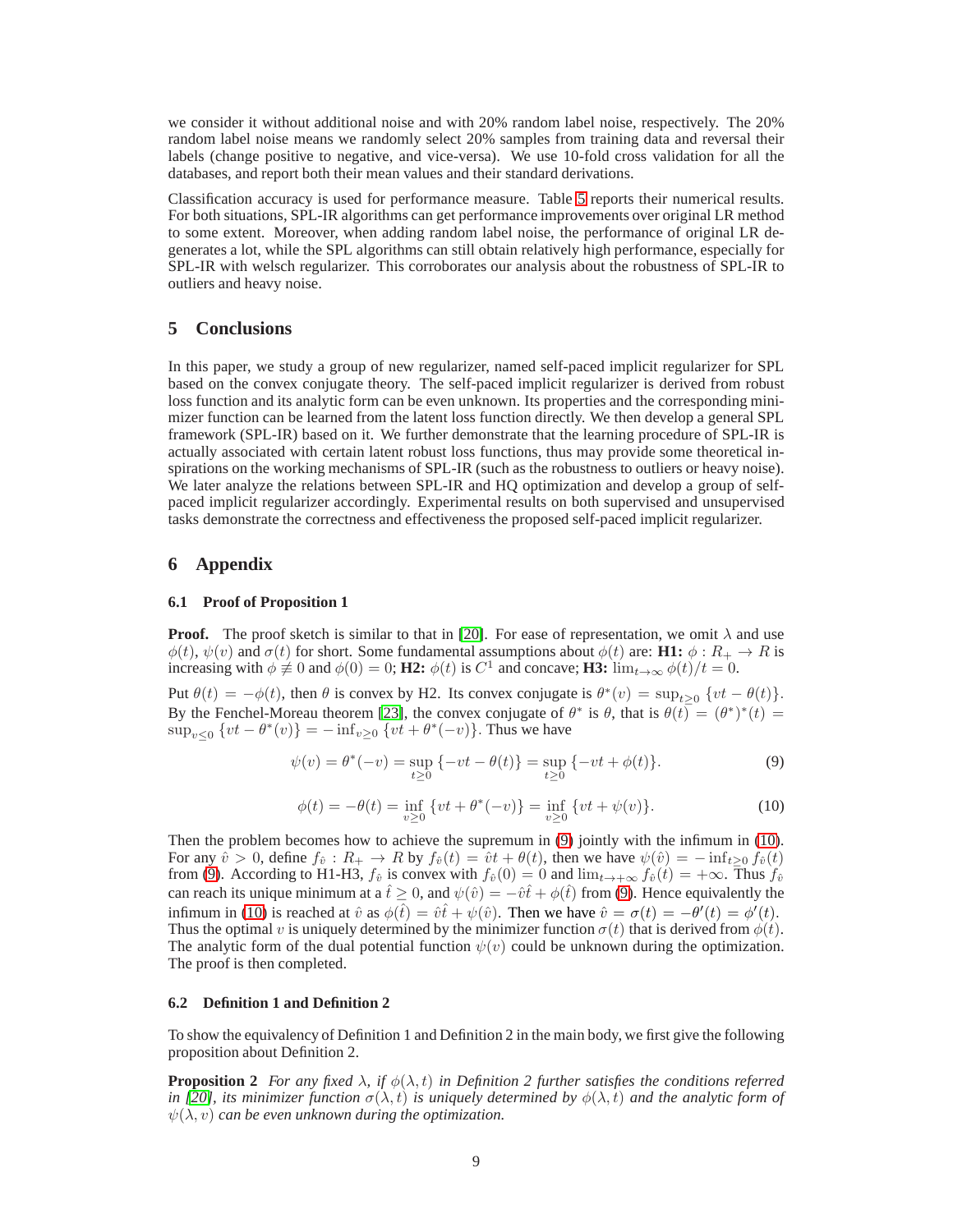we consider it without additional noise and with 20% random label noise, respectively. The 20% random label noise means we randomly select 20% samples from training data and reversal their labels (change positive to negative, and vice-versa). We use 10-fold cross validation for all the databases, and report both their mean values and their standard derivations.

Classification accuracy is used for performance measure. Table 5 reports their numerical results. For both situations, SPL-IR algorithms can get performance improvements over original LR method to some extent. Moreover, when adding random label noise, the performance of original LR degenerates a lot, while the SPL algorithms can still obtain relatively high performance, especially for SPL-IR with welsch regularizer. This corroborates our analysis about the robustness of SPL-IR to outliers and heavy noise.

## 5 Conclusions

In this paper, we study a group of new regularizer, named self-paced implicit regularizer for SPL based on the convex conjugate theory. The self-paced implicit regularizer is derived from robust loss function and its analytic form can be even unknown. Its properties and the corresponding minimizer function can be learned from the latent loss function directly. We then develop a general SPL framework (SPL-IR) based on it. We further demonstrate that the learning procedure of SPL-IR is actually associated with certain latent robust loss functions, thus may provide some theoretical inspirations on the working mechanisms of SPL-IR (such as the robustness to outliers or heavy noise). We later analyze the relations between SPL-IR and HQ optimization and develop a group of self-paced implicit regularizer accordingly. Experimental results on both supervised and unsupervised tasks demonstrate the correctness and effectiveness the proposed self-paced implicit regularizer.

## 6 Appendix

### 6.1 Proof of Proposition 1

**Proof.** The proof sketch is similar to that in [20]. For ease of representation, we omit $\lambda$ and use $\phi(t)$, $\psi(v)$ and $\sigma(t)$ for short. Some fundamental assumptions about $\phi(t)$ are: **H1:** $\phi : R_+ \to R$ is increasing with $\phi \not\equiv 0$ and $\phi(0) = 0$; **H2:** $\phi(t)$ is $C^1$ and concave; **H3:** $\lim_{t\to\infty} \phi(t)/t = 0$.

Put $\theta(t) = -\phi(t)$, then $\theta$ is convex by H2. Its convex conjugate is $\theta^*(v) = \sup_{t\geq 0}\{vt - \theta(t)\}$. By the Fenchel-Moreau theorem [23], the convex conjugate of $\theta^*$ is $\theta$, that is $\theta(t) = (\theta^*)^*(t) = \sup_{v\leq 0}\{vt - \theta^*(v)\} = -\inf_{v\geq 0}\{vt + \theta^*(-v)\}$. Thus we have

$$\psi(v) = \theta^*(-v) = \sup_{t\geq 0}\{-vt - \theta(t)\} = \sup_{t\geq 0}\{-vt + \phi(t)\}. \tag{9}$$

$$\phi(t) = -\theta(t) = \inf_{v\geq 0}\{vt + \theta^*(-v)\} = \inf_{v\geq 0}\{vt + \psi(v)\}. \tag{10}$$

Then the problem becomes how to achieve the supremum in (9) jointly with the infimum in (10). For any $\hat{v} > 0$, define $f_{\hat{v}} : R_+ \to R$ by $f_{\hat{v}}(t) = \hat{v}t + \theta(t)$, then we have $\psi(\hat{v}) = -\inf_{t\geq 0} f_{\hat{v}}(t)$ from (9). According to H1-H3, $f_{\hat{v}}$ is convex with $f_{\hat{v}}(0) = 0$ and $\lim_{t\to+\infty} f_{\hat{v}}(t) = +\infty$. Thus $f_{\hat{v}}$ can reach its unique minimum at a $\hat{t} \geq 0$, and $\psi(\hat{v}) = -\hat{v}\hat{t} + \phi(\hat{t})$ from (9). Hence equivalently the infimum in (10) is reached at $\hat{v}$ as $\phi(\hat{t}) = \hat{v}\hat{t} + \psi(\hat{v})$. Then we have $\hat{v} = \sigma(t) = -\theta'(t) = \phi'(t)$. Thus the optimal $v$ is uniquely determined by the minimizer function $\sigma(t)$ that is derived from $\phi(t)$. The analytic form of the dual potential function $\psi(v)$ could be unknown during the optimization. The proof is then completed.

### 6.2 Definition 1 and Definition 2

To show the equivalency of Definition 1 and Definition 2 in the main body, we first give the following proposition about Definition 2.

**Proposition 2** *For any fixed $\lambda$, if $\phi(\lambda, t)$ in Definition 2 further satisfies the conditions referred in [20], its minimizer function $\sigma(\lambda, t)$ is uniquely determined by $\phi(\lambda, t)$ and the analytic form of $\psi(\lambda, v)$ can be even unknown during the optimization.*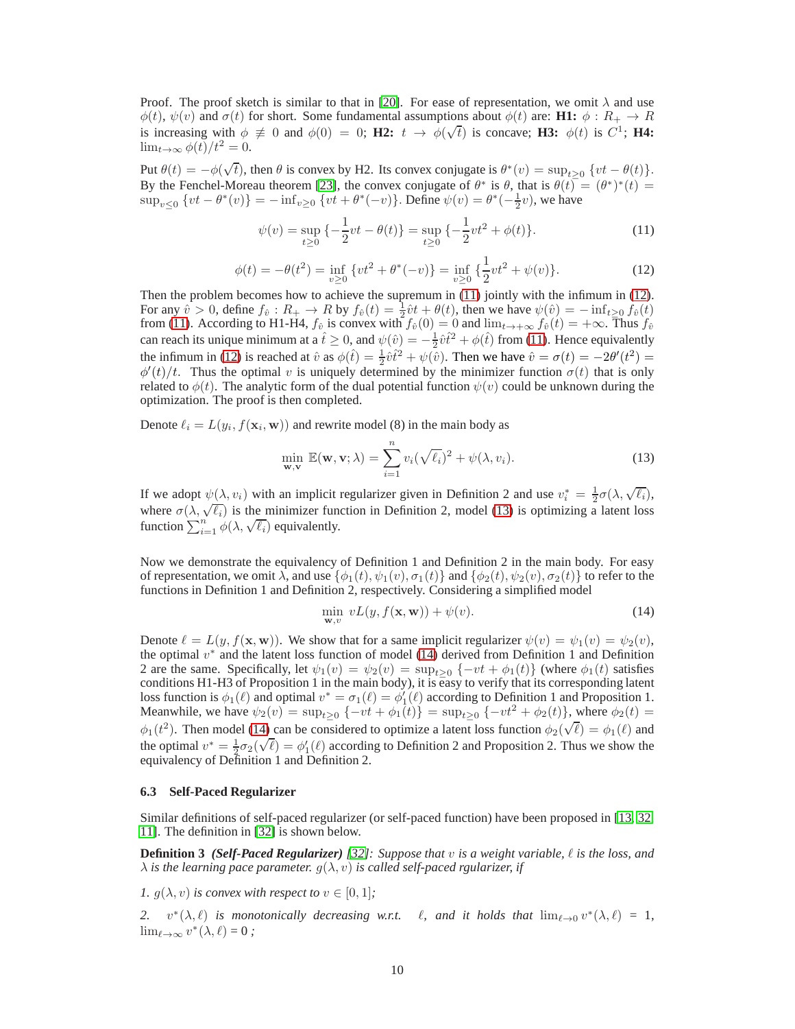Proof. The proof sketch is similar to that in [20]. For ease of representation, we omit $\lambda$ and use $\phi(t)$, $\psi(v)$ and $\sigma(t)$ for short. Some fundamental assumptions about $\phi(t)$ are: **H1:** $\phi : R_+ \to R$ is increasing with $\phi \not\equiv 0$ and $\phi(0) = 0$; **H2:** $t \to \phi(\sqrt{t})$ is concave; **H3:** $\phi(t)$ is $C^1$; **H4:** $\lim_{t\to\infty} \phi(t)/t^2 = 0$.

Put $\theta(t) = -\phi(\sqrt{t})$, then $\theta$ is convex by H2. Its convex conjugate is $\theta^*(v) = \sup_{t\geq 0} \{vt - \theta(t)\}$. By the Fenchel-Moreau theorem [23], the convex conjugate of $\theta^*$ is $\theta$, that is $\theta(t) = (\theta^*)^*(t) = \sup_{v\leq 0} \{vt - \theta^*(v)\} = -\inf_{v\geq 0} \{vt + \theta^*(-v)\}$. Define $\psi(v) = \theta^*(-\frac{1}{2}v)$, we have

$$\psi(v) = \sup_{t\geq 0} \{-\frac{1}{2}vt - \theta(t)\} = \sup_{t\geq 0} \{-\frac{1}{2}vt^2 + \phi(t)\}. \tag{11}$$

$$\phi(t) = -\theta(t^2) = \inf_{v\geq 0} \{vt^2 + \theta^*(-v)\} = \inf_{v\geq 0} \{\frac{1}{2}vt^2 + \psi(v)\}. \tag{12}$$

Then the problem becomes how to achieve the supremum in (11) jointly with the infimum in (12). For any $\hat{v} > 0$, define $f_{\hat{v}} : R_+ \to R$ by $f_{\hat{v}}(t) = \frac{1}{2}\hat{v}t + \theta(t)$, then we have $\psi(\hat{v}) = -\inf_{t\geq 0} f_{\hat{v}}(t)$ from (11). According to H1-H4, $f_{\hat{v}}$ is convex with $f_{\hat{v}}(0) = 0$ and $\lim_{t\to+\infty} f_{\hat{v}}(t) = +\infty$. Thus $f_{\hat{v}}$ can reach its unique minimum at a $\hat{t} \geq 0$, and $\psi(\hat{v}) = -\frac{1}{2}\hat{v}\hat{t}^2 + \phi(\hat{t})$ from (11). Hence equivalently the infimum in (12) is reached at $\hat{v}$ as $\phi(\hat{t}) = \frac{1}{2}\hat{v}\hat{t}^2 + \psi(\hat{v})$. Then we have $\hat{v} = \sigma(t) = -2\theta'(t^2) = \phi'(t)/t$. Thus the optimal $v$ is uniquely determined by the minimizer function $\sigma(t)$ that is only related to $\phi(t)$. The analytic form of the dual potential function $\psi(v)$ could be unknown during the optimization. The proof is then completed.

Denote $\ell_i = L(y_i, f(\mathbf{x}_i, \mathbf{w}))$ and rewrite model (8) in the main body as

$$\min_{\mathbf{w},\mathbf{v}} \mathbb{E}(\mathbf{w}, \mathbf{v}; \lambda) = \sum_{i=1}^{n} v_i(\sqrt{\ell_i})^2 + \psi(\lambda, v_i). \tag{13}$$

If we adopt $\psi(\lambda, v_i)$ with an implicit regularizer given in Definition 2 and use $v_i^* = \frac{1}{2}\sigma(\lambda, \sqrt{\ell_i})$, where $\sigma(\lambda, \sqrt{\ell_i})$ is the minimizer function in Definition 2, model (13) is optimizing a latent loss function $\sum_{i=1}^{n} \phi(\lambda, \sqrt{\ell_i})$ equivalently.

Now we demonstrate the equivalency of Definition 1 and Definition 2 in the main body. For easy of representation, we omit $\lambda$, and use $\{\phi_1(t), \psi_1(v), \sigma_1(t)\}$ and $\{\phi_2(t), \psi_2(v), \sigma_2(t)\}$ to refer to the functions in Definition 1 and Definition 2, respectively. Considering a simplified model

$$\min_{\mathbf{w},v} vL(y, f(\mathbf{x}, \mathbf{w})) + \psi(v). \tag{14}$$

Denote $\ell = L(y, f(\mathbf{x}, \mathbf{w}))$. We show that for a same implicit regularizer $\psi(v) = \psi_1(v) = \psi_2(v)$, the optimal $v^*$ and the latent loss function of model (14) derived from Definition 1 and Definition 2 are the same. Specifically, let $\psi_1(v) = \psi_2(v) = \sup_{t\geq 0} \{-vt + \phi_1(t)\}$ (where $\phi_1(t)$ satisfies conditions H1-H3 of Proposition 1 in the main body), it is easy to verify that its corresponding latent loss function is $\phi_1(\ell)$ and optimal $v^* = \sigma_1(\ell) = \phi_1'(\ell)$ according to Definition 1 and Proposition 1. Meanwhile, we have $\psi_2(v) = \sup_{t\geq 0} \{-vt + \phi_1(t)\} = \sup_{t\geq 0} \{-vt^2 + \phi_2(t)\}$, where $\phi_2(t) = \phi_1(t^2)$. Then model (14) can be considered to optimize a latent loss function $\phi_2(\sqrt{\ell}) = \phi_1(\ell)$ and the optimal $v^* = \frac{1}{2}\sigma_2(\sqrt{\ell}) = \phi_1'(\ell)$ according to Definition 2 and Proposition 2. Thus we show the equivalency of Definition 1 and Definition 2.

### 6.3 Self-Paced Regularizer

Similar definitions of self-paced regularizer (or self-paced function) have been proposed in [13, 32, 11]. The definition in [32] is shown below.

**Definition 3** ***(Self-Paced Regularizer)*** *[32]: Suppose that $v$ is a weight variable, $\ell$ is the loss, and $\lambda$ is the learning pace parameter. $g(\lambda, v)$ is called self-paced rgularizer, if*

*1. $g(\lambda, v)$ is convex with respect to $v \in [0, 1]$;*

*2. $v^*(\lambda, \ell)$ is monotonically decreasing w.r.t. $\ell$, and it holds that $\lim_{\ell\to 0} v^*(\lambda, \ell) = 1$, $\lim_{\ell\to\infty} v^*(\lambda, \ell) = 0$ ;*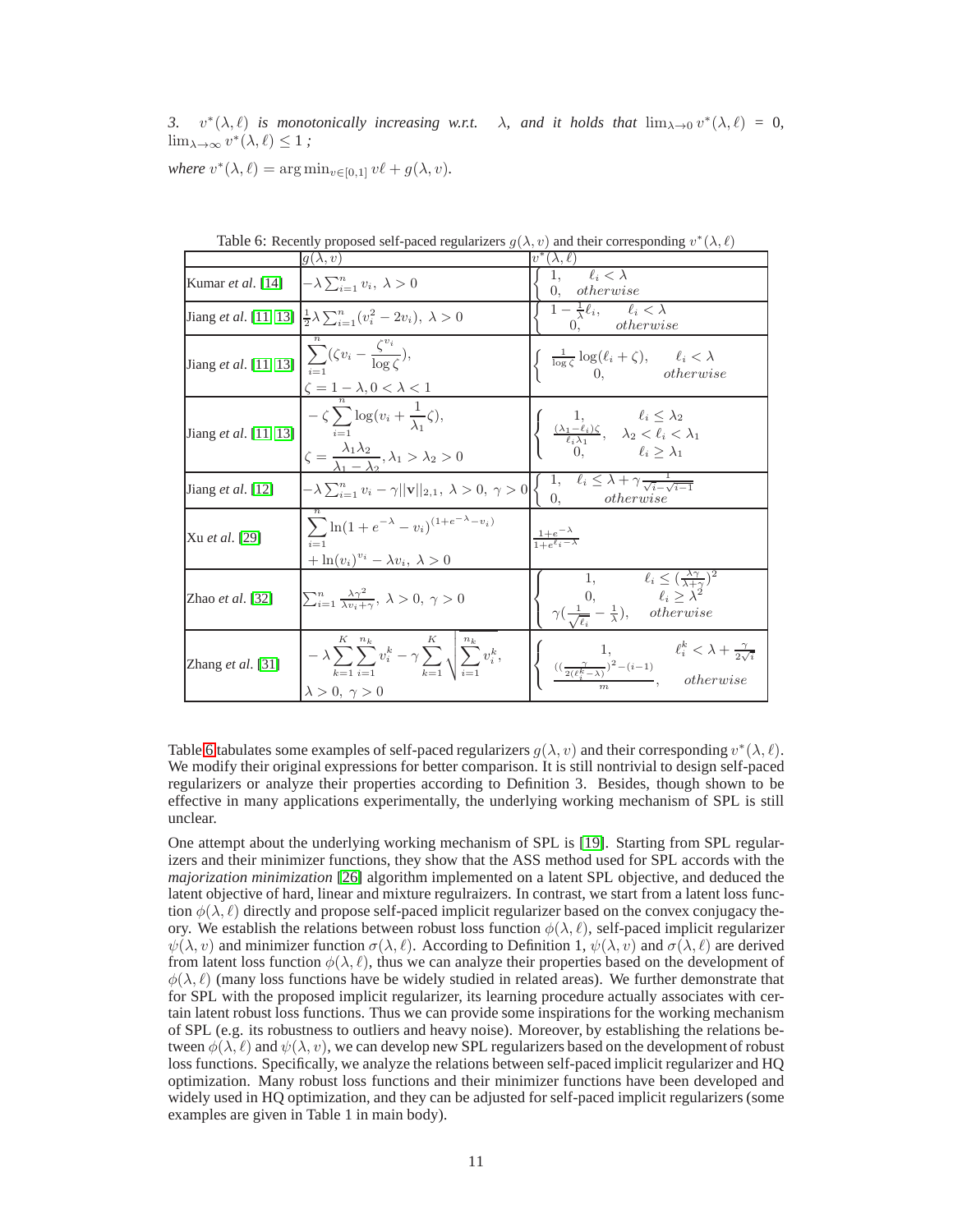*3. $v^*(\lambda, \ell)$ is monotonically increasing w.r.t. $\lambda$, and it holds that $\lim_{\lambda \to 0} v^*(\lambda, \ell) = 0$, $\lim_{\lambda \to \infty} v^*(\lambda, \ell) \leq 1$ ;*

*where $v^*(\lambda, \ell) = \arg\min_{v \in [0,1]} v\ell + g(\lambda, v)$.*

Table 6: Recently proposed self-paced regularizers $g(\lambda, v)$ and their corresponding $v^*(\lambda, \ell)$

| | $g(\lambda, v)$ | $v^*(\lambda, \ell)$ |
|---|---|---|
| Kumar *et al.* [14] | $-\lambda \sum_{i=1}^{n} v_i,\ \lambda > 0$ | $\begin{cases} 1, & \ell_i < \lambda \\ 0, & otherwise \end{cases}$ |
| Jiang *et al.* [11, 13] | $\frac{1}{2}\lambda \sum_{i=1}^{n}(v_i^2 - 2v_i),\ \lambda > 0$ | $\begin{cases} 1 - \frac{1}{\lambda}\ell_i, & \ell_i < \lambda \\ 0, & otherwise \end{cases}$ |
| Jiang *et al.* [11, 13] | $\sum_{i=1}^{n}(\zeta v_i - \frac{\zeta^{v_i}}{\log \zeta})$, $\zeta = 1 - \lambda, 0 < \lambda < 1$ | $\begin{cases} \frac{1}{\log \zeta}\log(\ell_i + \zeta), & \ell_i < \lambda \\ 0, & otherwise \end{cases}$ |
| Jiang *et al.* [11, 13] | $-\zeta \sum_{i=1}^{n} \log(v_i + \frac{1}{\lambda_1}\zeta)$, $\zeta = \frac{\lambda_1 \lambda_2}{\lambda_1 - \lambda_2}, \lambda_1 > \lambda_2 > 0$ | $\begin{cases} 1, & \ell_i \leq \lambda_2 \\ \frac{(\lambda_1 - \ell_i)\zeta}{\ell_i \lambda_1}, & \lambda_2 < \ell_i < \lambda_1 \\ 0, & \ell_i \geq \lambda_1 \end{cases}$ |
| Jiang *et al.* [12] | $-\lambda \sum_{i=1}^{n} v_i - \gamma \lVert \mathbf{v} \rVert_{2,1},\ \lambda > 0,\ \gamma > 0$ | $\begin{cases} 1, & \ell_i \leq \lambda + \gamma \frac{1}{\sqrt{i} - \sqrt{i-1}} \\ 0, & otherwise \end{cases}$ |
| Xu *et al.* [29] | $\sum_{i=1}^{n} \ln(1 + e^{-\lambda} - v_i)^{(1+e^{-\lambda}-v_i)} + \ln(v_i)^{v_i} - \lambda v_i,\ \lambda > 0$ | $\frac{1+e^{-\lambda}}{1+e^{\ell_i - \lambda}}$ |
| Zhao *et al.* [32] | $\sum_{i=1}^{n} \frac{\lambda \gamma^2}{\lambda v_i + \gamma},\ \lambda > 0,\ \gamma > 0$ | $\begin{cases} 1, & \ell_i \leq (\frac{\lambda \gamma}{\lambda + \gamma})^2 \\ 0, & \ell_i \geq \lambda^2 \\ \gamma(\frac{1}{\sqrt{\ell_i}} - \frac{1}{\lambda}), & otherwise \end{cases}$ |
| Zhang *et al.* [31] | $-\lambda \sum_{k=1}^{K}\sum_{i=1}^{n_k} v_i^k - \gamma \sum_{k=1}^{K} \sqrt{\sum_{i=1}^{n_k} v_i^k}$, $\lambda > 0,\ \gamma > 0$ | $\begin{cases} 1, & \ell_i^k < \lambda + \frac{\gamma}{2\sqrt{i}} \\ \frac{((\frac{\gamma}{2(\ell_i^k - \lambda)})^2 - (i-1)}{m}, & otherwise \end{cases}$ |

Table 6 tabulates some examples of self-paced regularizers $g(\lambda, v)$ and their corresponding $v^*(\lambda, \ell)$. We modify their original expressions for better comparison. It is still nontrivial to design self-paced regularizers or analyze their properties according to Definition 3. Besides, though shown to be effective in many applications experimentally, the underlying working mechanism of SPL is still unclear.

One attempt about the underlying working mechanism of SPL is [19]. Starting from SPL regularizers and their minimizer functions, they show that the ASS method used for SPL accords with the *majorization minimization* [26] algorithm implemented on a latent SPL objective, and deduced the latent objective of hard, linear and mixture regulraizers. In contrast, we start from a latent loss function $\phi(\lambda, \ell)$ directly and propose self-paced implicit regularizer based on the convex conjugacy theory. We establish the relations between robust loss function $\phi(\lambda, \ell)$, self-paced implicit regularizer $\psi(\lambda, v)$ and minimizer function $\sigma(\lambda, \ell)$. According to Definition 1, $\psi(\lambda, v)$ and $\sigma(\lambda, \ell)$ are derived from latent loss function $\phi(\lambda, \ell)$, thus we can analyze their properties based on the development of $\phi(\lambda, \ell)$ (many loss functions have be widely studied in related areas). We further demonstrate that for SPL with the proposed implicit regularizer, its learning procedure actually associates with certain latent robust loss functions. Thus we can provide some inspirations for the working mechanism of SPL (e.g. its robustness to outliers and heavy noise). Moreover, by establishing the relations between $\phi(\lambda, \ell)$ and $\psi(\lambda, v)$, we can develop new SPL regularizers based on the development of robust loss functions. Specifically, we analyze the relations between self-paced implicit regularizer and HQ optimization. Many robust loss functions and their minimizer functions have been developed and widely used in HQ optimization, and they can be adjusted for self-paced implicit regularizers (some examples are given in Table 1 in main body).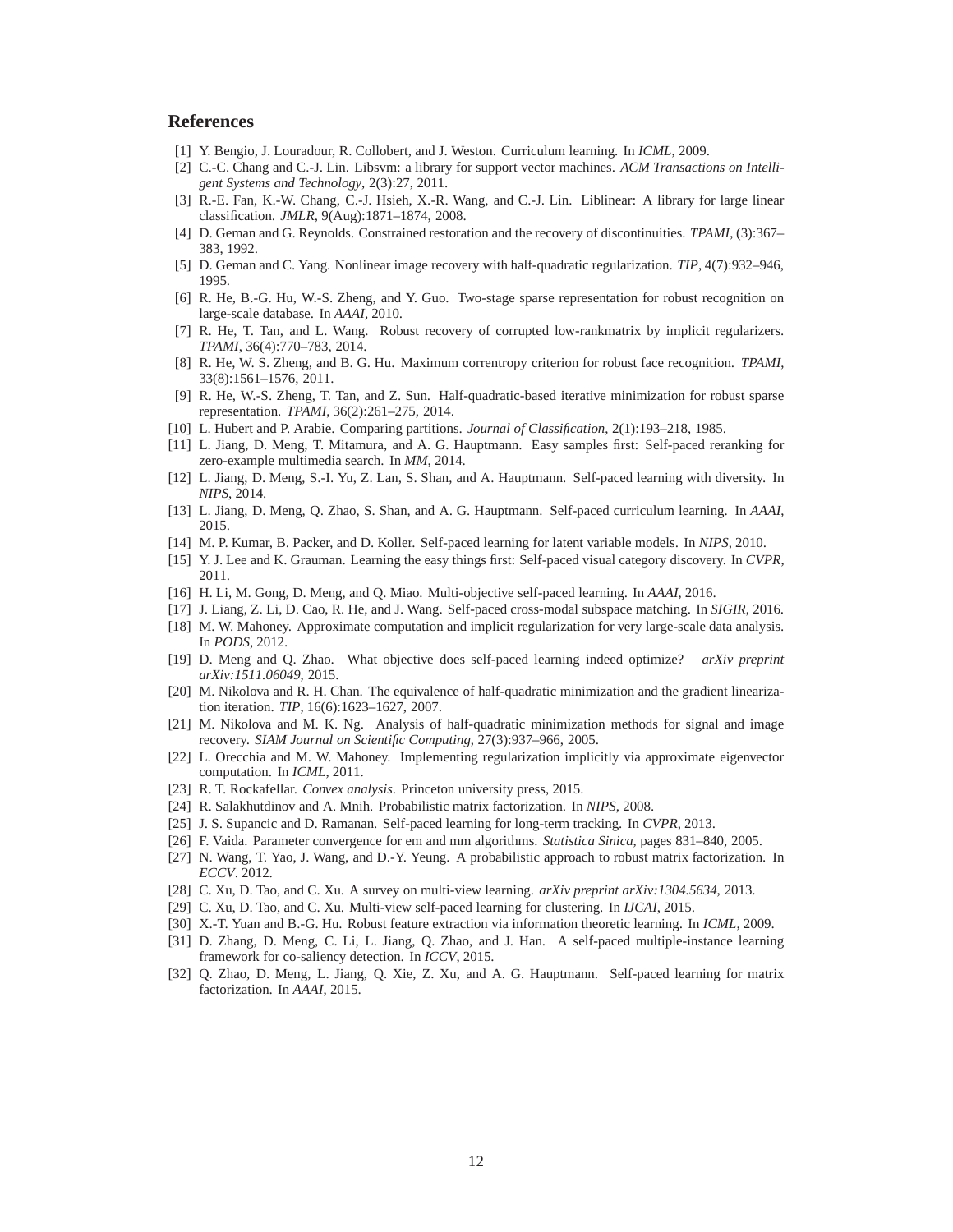## References

[1] Y. Bengio, J. Louradour, R. Collobert, and J. Weston. Curriculum learning. In *ICML*, 2009.

[2] C.-C. Chang and C.-J. Lin. Libsvm: a library for support vector machines. *ACM Transactions on Intelligent Systems and Technology*, 2(3):27, 2011.

[3] R.-E. Fan, K.-W. Chang, C.-J. Hsieh, X.-R. Wang, and C.-J. Lin. Liblinear: A library for large linear classification. *JMLR*, 9(Aug):1871–1874, 2008.

[4] D. Geman and G. Reynolds. Constrained restoration and the recovery of discontinuities. *TPAMI*, (3):367–383, 1992.

[5] D. Geman and C. Yang. Nonlinear image recovery with half-quadratic regularization. *TIP*, 4(7):932–946, 1995.

[6] R. He, B.-G. Hu, W.-S. Zheng, and Y. Guo. Two-stage sparse representation for robust recognition on large-scale database. In *AAAI*, 2010.

[7] R. He, T. Tan, and L. Wang. Robust recovery of corrupted low-rankmatrix by implicit regularizers. *TPAMI*, 36(4):770–783, 2014.

[8] R. He, W. S. Zheng, and B. G. Hu. Maximum correntropy criterion for robust face recognition. *TPAMI*, 33(8):1561–1576, 2011.

[9] R. He, W.-S. Zheng, T. Tan, and Z. Sun. Half-quadratic-based iterative minimization for robust sparse representation. *TPAMI*, 36(2):261–275, 2014.

[10] L. Hubert and P. Arabie. Comparing partitions. *Journal of Classification*, 2(1):193–218, 1985.

[11] L. Jiang, D. Meng, T. Mitamura, and A. G. Hauptmann. Easy samples first: Self-paced reranking for zero-example multimedia search. In *MM*, 2014.

[12] L. Jiang, D. Meng, S.-I. Yu, Z. Lan, S. Shan, and A. Hauptmann. Self-paced learning with diversity. In *NIPS*, 2014.

[13] L. Jiang, D. Meng, Q. Zhao, S. Shan, and A. G. Hauptmann. Self-paced curriculum learning. In *AAAI*, 2015.

[14] M. P. Kumar, B. Packer, and D. Koller. Self-paced learning for latent variable models. In *NIPS*, 2010.

[15] Y. J. Lee and K. Grauman. Learning the easy things first: Self-paced visual category discovery. In *CVPR*, 2011.

[16] H. Li, M. Gong, D. Meng, and Q. Miao. Multi-objective self-paced learning. In *AAAI*, 2016.

[17] J. Liang, Z. Li, D. Cao, R. He, and J. Wang. Self-paced cross-modal subspace matching. In *SIGIR*, 2016.

[18] M. W. Mahoney. Approximate computation and implicit regularization for very large-scale data analysis. In *PODS*, 2012.

[19] D. Meng and Q. Zhao. What objective does self-paced learning indeed optimize? *arXiv preprint arXiv:1511.06049*, 2015.

[20] M. Nikolova and R. H. Chan. The equivalence of half-quadratic minimization and the gradient linearization iteration. *TIP*, 16(6):1623–1627, 2007.

[21] M. Nikolova and M. K. Ng. Analysis of half-quadratic minimization methods for signal and image recovery. *SIAM Journal on Scientific Computing*, 27(3):937–966, 2005.

[22] L. Orecchia and M. W. Mahoney. Implementing regularization implicitly via approximate eigenvector computation. In *ICML*, 2011.

[23] R. T. Rockafellar. *Convex analysis*. Princeton university press, 2015.

[24] R. Salakhutdinov and A. Mnih. Probabilistic matrix factorization. In *NIPS*, 2008.

[25] J. S. Supancic and D. Ramanan. Self-paced learning for long-term tracking. In *CVPR*, 2013.

[26] F. Vaida. Parameter convergence for em and mm algorithms. *Statistica Sinica*, pages 831–840, 2005.

[27] N. Wang, T. Yao, J. Wang, and D.-Y. Yeung. A probabilistic approach to robust matrix factorization. In *ECCV*. 2012.

[28] C. Xu, D. Tao, and C. Xu. A survey on multi-view learning. *arXiv preprint arXiv:1304.5634*, 2013.

[29] C. Xu, D. Tao, and C. Xu. Multi-view self-paced learning for clustering. In *IJCAI*, 2015.

[30] X.-T. Yuan and B.-G. Hu. Robust feature extraction via information theoretic learning. In *ICML*, 2009.

[31] D. Zhang, D. Meng, C. Li, L. Jiang, Q. Zhao, and J. Han. A self-paced multiple-instance learning framework for co-saliency detection. In *ICCV*, 2015.

[32] Q. Zhao, D. Meng, L. Jiang, Q. Xie, Z. Xu, and A. G. Hauptmann. Self-paced learning for matrix factorization. In *AAAI*, 2015.